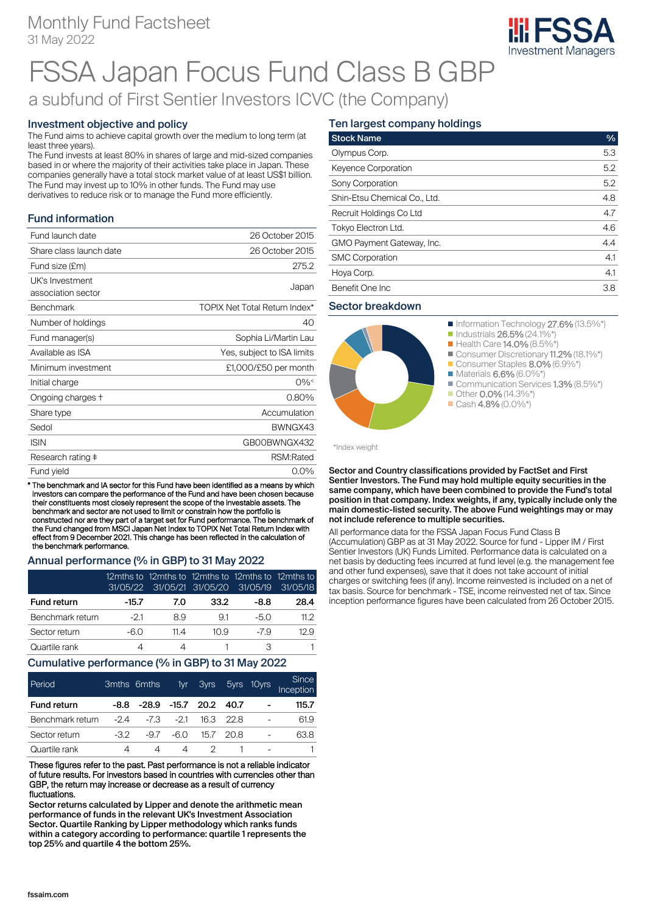Monthly Fund Factsheet
31 May 2022

# FSSA Japan Focus Fund Class B GBP

## a subfund of First Sentier Investors ICVC (the Company)

### Investment objective and policy

The Fund aims to achieve capital growth over the medium to long term (at least three years).
The Fund invests at least 80% in shares of large and mid-sized companies based in or where the majority of their activities take place in Japan. These companies generally have a total stock market value of at least US$1 billion.
The Fund may invest up to 10% in other funds. The Fund may use derivatives to reduce risk or to manage the Fund more efficiently.

### Fund information

| | |
|---|---|
| Fund launch date | 26 October 2015 |
| Share class launch date | 26 October 2015 |
| Fund size (£m) | 275.2 |
| UK's Investment association sector | Japan |
| Benchmark | TOPIX Net Total Return Index* |
| Number of holdings | 40 |
| Fund manager(s) | Sophia Li/Martin Lau |
| Available as ISA | Yes, subject to ISA limits |
| Minimum investment | £1,000/£50 per month |
| Initial charge | 0%< |
| Ongoing charges † | 0.80% |
| Share type | Accumulation |
| Sedol | BWNGX43 |
| ISIN | GB00BWNGX432 |
| Research rating ‡ | RSM:Rated |
| Fund yield | 0.0% |

* The benchmark and IA sector for this Fund have been identified as a means by which investors can compare the performance of the Fund and have been chosen because their constituents most closely represent the scope of the investable assets. The benchmark and sector are not used to limit or constrain how the portfolio is constructed nor are they part of a target set for Fund performance. The benchmark of the Fund changed from MSCI Japan Net Index to TOPIX Net Total Return Index with effect from 9 December 2021. This change has been reflected in the calculation of the benchmark performance.

### Annual performance (% in GBP) to 31 May 2022

| | 12mths to 31/05/22 | 12mths to 31/05/21 | 12mths to 31/05/20 | 12mths to 31/05/19 | 12mths to 31/05/18 |
|---|---|---|---|---|---|
| **Fund return** | **-15.7** | **7.0** | **33.2** | **-8.8** | **28.4** |
| Benchmark return | -2.1 | 8.9 | 9.1 | -5.0 | 11.2 |
| Sector return | -6.0 | 11.4 | 10.9 | -7.9 | 12.9 |
| Quartile rank | 4 | 4 | 1 | 3 | 1 |

### Cumulative performance (% in GBP) to 31 May 2022

| Period | 3mths | 6mths | 1yr | 3yrs | 5yrs | 10yrs | Since Inception |
|---|---|---|---|---|---|---|---|
| **Fund return** | **-8.8** | **-28.9** | **-15.7** | **20.2** | **40.7** | **-** | **115.7** |
| Benchmark return | -2.4 | -7.3 | -2.1 | 16.3 | 22.8 | - | 61.9 |
| Sector return | -3.2 | -9.7 | -6.0 | 15.7 | 20.8 | - | 63.8 |
| Quartile rank | 4 | 4 | 4 | 2 | 1 | - | 1 |

**These figures refer to the past. Past performance is not a reliable indicator of future results. For investors based in countries with currencies other than GBP, the return may increase or decrease as a result of currency fluctuations.**

**Sector returns calculated by Lipper and denote the arithmetic mean performance of funds in the relevant UK's Investment Association Sector. Quartile Ranking by Lipper methodology which ranks funds within a category according to performance: quartile 1 represents the top 25% and quartile 4 the bottom 25%.**

### Ten largest company holdings

| Stock Name | % |
|---|---|
| Olympus Corp. | 5.3 |
| Keyence Corporation | 5.2 |
| Sony Corporation | 5.2 |
| Shin-Etsu Chemical Co., Ltd. | 4.8 |
| Recruit Holdings Co Ltd | 4.7 |
| Tokyo Electron Ltd. | 4.6 |
| GMO Payment Gateway, Inc. | 4.4 |
| SMC Corporation | 4.1 |
| Hoya Corp. | 4.1 |
| Benefit One Inc | 3.8 |

### Sector breakdown

- Information Technology **27.6%** (13.5%*)
- Industrials **26.5%** (24.1%*)
- Health Care **14.0%** (8.5%*)
- Consumer Discretionary **11.2%** (18.1%*)
- Consumer Staples **8.0%** (6.9%*)
- Materials **6.6%** (6.0%*)
- Communication Services **1.3%** (8.5%*)
- Other **0.0%** (14.3%*)
- Cash **4.8%** (0.0%*)

*Index weight

**Sector and Country classifications provided by FactSet and First Sentier Investors. The Fund may hold multiple equity securities in the same company, which have been combined to provide the Fund's total position in that company. Index weights, if any, typically include only the main domestic-listed security. The above Fund weightings may or may not include reference to multiple securities.**

All performance data for the FSSA Japan Focus Fund Class B (Accumulation) GBP as at 31 May 2022. Source for fund - Lipper IM / First Sentier Investors (UK) Funds Limited. Performance data is calculated on a net basis by deducting fees incurred at fund level (e.g. the management fee and other fund expenses), save that it does not take account of initial charges or switching fees (if any). Income reinvested is included on a net of tax basis. Source for benchmark - TSE, income reinvested net of tax. Since inception performance figures have been calculated from 26 October 2015.

fssaim.com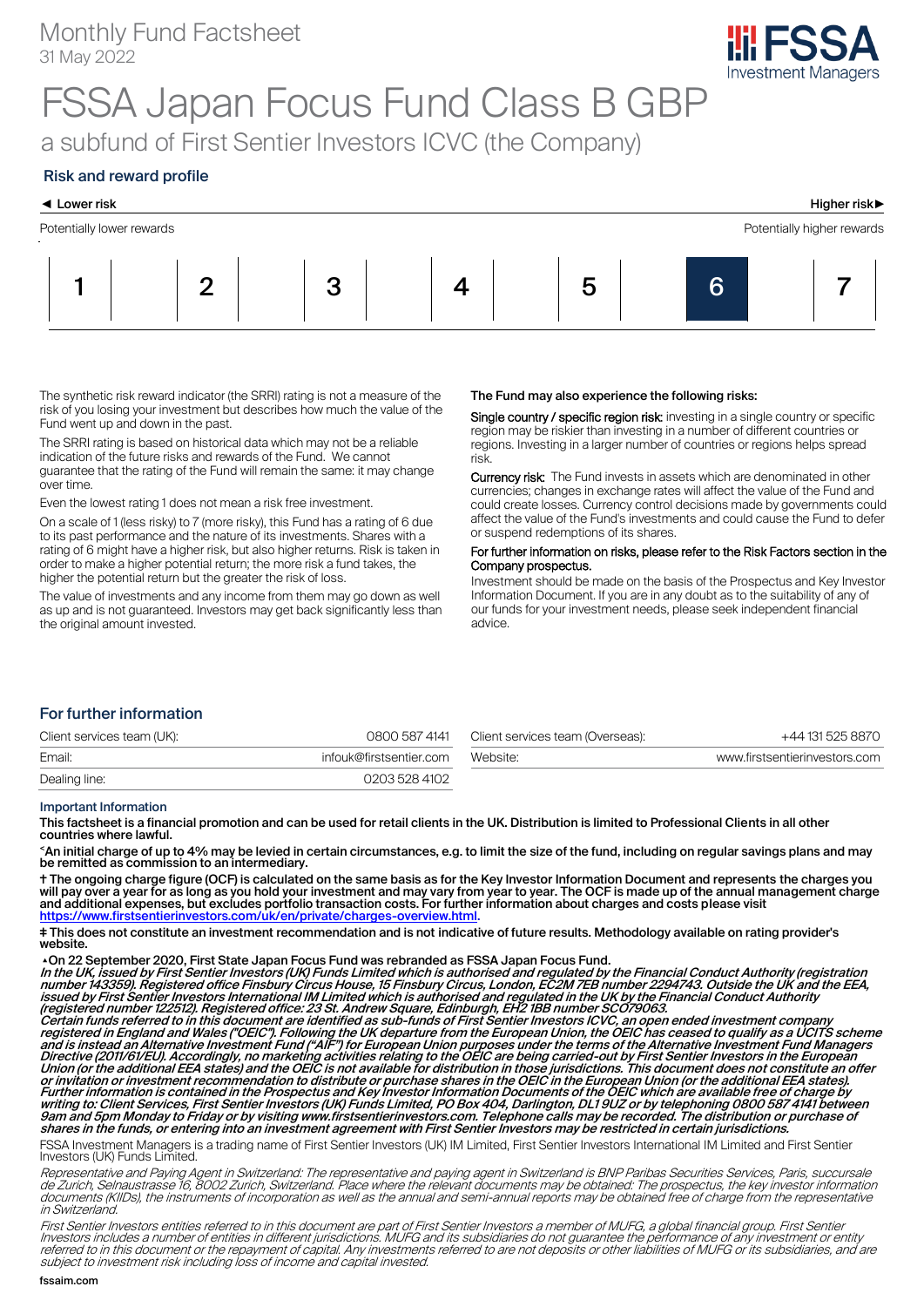Monthly Fund Factsheet
31 May 2022

# FSSA Japan Focus Fund Class B GBP

a subfund of First Sentier Investors ICVC (the Company)

## Risk and reward profile

◄ Lower risk — Higher risk►

Potentially lower rewards — Potentially higher rewards

| 1 | 2 | 3 | 4 | 5 | 6 | 7 |
|---|---|---|---|---|---|---|

The synthetic risk reward indicator (the SRRI) rating is not a measure of the risk of you losing your investment but describes how much the value of the Fund went up and down in the past.

The SRRI rating is based on historical data which may not be a reliable indication of the future risks and rewards of the Fund. We cannot guarantee that the rating of the Fund will remain the same: it may change over time.

Even the lowest rating 1 does not mean a risk free investment.

On a scale of 1 (less risky) to 7 (more risky), this Fund has a rating of 6 due to its past performance and the nature of its investments. Shares with a rating of 6 might have a higher risk, but also higher returns. Risk is taken in order to make a higher potential return; the more risk a fund takes, the higher the potential return but the greater the risk of loss.

The value of investments and any income from them may go down as well as up and is not guaranteed. Investors may get back significantly less than the original amount invested.

**The Fund may also experience the following risks:**

Single country / specific region risk: investing in a single country or specific region may be riskier than investing in a number of different countries or regions. Investing in a larger number of countries or regions helps spread risk.

Currency risk: The Fund invests in assets which are denominated in other currencies; changes in exchange rates will affect the value of the Fund and could create losses. Currency control decisions made by governments could affect the value of the Fund's investments and could cause the Fund to defer or suspend redemptions of its shares.

For further information on risks, please refer to the Risk Factors section in the Company prospectus.

Investment should be made on the basis of the Prospectus and Key Investor Information Document. If you are in any doubt as to the suitability of any of our funds for your investment needs, please seek independent financial advice.

## For further information

| | | | |
|---|---|---|---|
| Client services team (UK): | 0800 587 4141 | Client services team (Overseas): | +44 131 525 8870 |
| Email: | infouk@firstsentier.com | Website: | www.firstsentierinvestors.com |
| Dealing line: | 0203 528 4102 | | |

### Important Information

**This factsheet is a financial promotion and can be used for retail clients in the UK. Distribution is limited to Professional Clients in all other countries where lawful.**

**˂An initial charge of up to 4% may be levied in certain circumstances, e.g. to limit the size of the fund, including on regular savings plans and may be remitted as commission to an intermediary.**

**† The ongoing charge figure (OCF) is calculated on the same basis as for the Key Investor Information Document and represents the charges you will pay over a year for as long as you hold your investment and may vary from year to year. The OCF is made up of the annual management charge and additional expenses, but excludes portfolio transaction costs. For further information about charges and costs please visit https://www.firstsentierinvestors.com/uk/en/private/charges-overview.html.**

**‡ This does not constitute an investment recommendation and is not indicative of future results. Methodology available on rating provider's website.**

**▲On 22 September 2020, First State Japan Focus Fund was rebranded as FSSA Japan Focus Fund.**
***In the UK, issued by First Sentier Investors (UK) Funds Limited which is authorised and regulated by the Financial Conduct Authority (registration number 143359). Registered office Finsbury Circus House, 15 Finsbury Circus, London, EC2M 7EB number 2294743. Outside the UK and the EEA, issued by First Sentier Investors International IM Limited which is authorised and regulated in the UK by the Financial Conduct Authority (registered number 122512). Registered office: 23 St. Andrew Square, Edinburgh, EH2 1BB number SCO79063.***
***Certain funds referred to in this document are identified as sub-funds of First Sentier Investors ICVC, an open ended investment company registered in England and Wales ("OEIC"). Following the UK departure from the European Union, the OEIC has ceased to qualify as a UCITS scheme and is instead an Alternative Investment Fund ("AIF") for European Union purposes under the terms of the Alternative Investment Fund Managers Directive (2011/61/EU). Accordingly, no marketing activities relating to the OEIC are being carried-out by First Sentier Investors in the European Union (or the additional EEA states) and the OEIC is not available for distribution in those jurisdictions. This document does not constitute an offer or invitation or investment recommendation to distribute or purchase shares in the OEIC in the European Union (or the additional EEA states). Further information is contained in the Prospectus and Key Investor Information Documents of the OEIC which are available free of charge by writing to: Client Services, First Sentier Investors (UK) Funds Limited, PO Box 404, Darlington, DL1 9UZ or by telephoning 0800 587 4141 between 9am and 5pm Monday to Friday or by visiting www.firstsentierinvestors.com. Telephone calls may be recorded. The distribution or purchase of shares in the funds, or entering into an investment agreement with First Sentier Investors may be restricted in certain jurisdictions.***

FSSA Investment Managers is a trading name of First Sentier Investors (UK) IM Limited, First Sentier Investors International IM Limited and First Sentier Investors (UK) Funds Limited.

*Representative and Paying Agent in Switzerland: The representative and paying agent in Switzerland is BNP Paribas Securities Services, Paris, succursale de Zurich, Selnaustrasse 16, 8002 Zurich, Switzerland. Place where the relevant documents may be obtained: The prospectus, the key investor information documents (KIIDs), the instruments of incorporation as well as the annual and semi-annual reports may be obtained free of charge from the representative in Switzerland.*

*First Sentier Investors entities referred to in this document are part of First Sentier Investors a member of MUFG, a global financial group. First Sentier Investors includes a number of entities in different jurisdictions. MUFG and its subsidiaries do not guarantee the performance of any investment or entity referred to in this document or the repayment of capital. Any investments referred to are not deposits or other liabilities of MUFG or its subsidiaries, and are subject to investment risk including loss of income and capital invested.*

fssaim.com